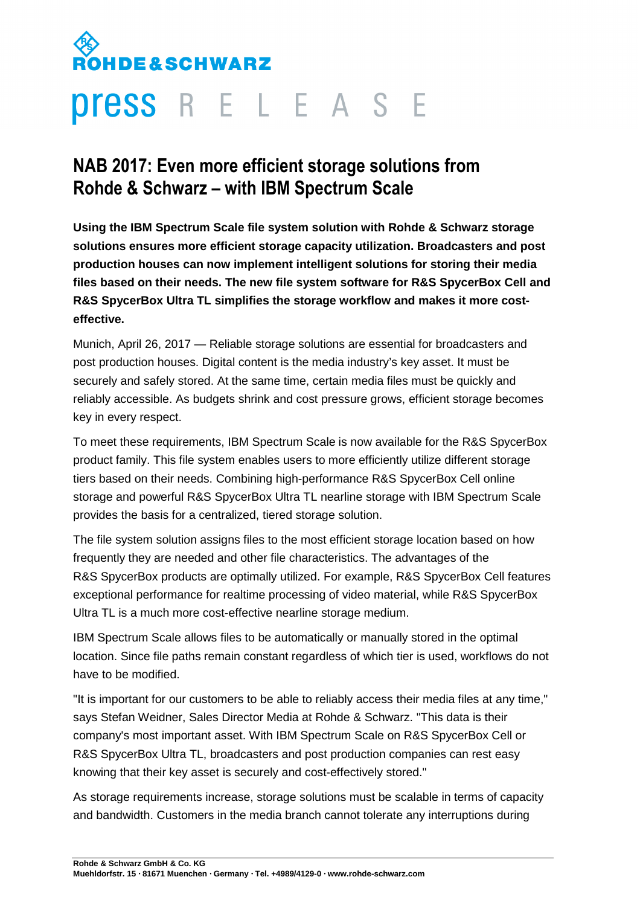ROHDE&SCHWARZ

press RELEASE

# NAB 2017: Even more efficient storage solutions from Rohde & Schwarz – with IBM Spectrum Scale

**Using the IBM Spectrum Scale file system solution with Rohde & Schwarz storage solutions ensures more efficient storage capacity utilization. Broadcasters and post production houses can now implement intelligent solutions for storing their media files based on their needs. The new file system software for R&S SpycerBox Cell and R&S SpycerBox Ultra TL simplifies the storage workflow and makes it more cost-effective.**

Munich, April 26, 2017 — Reliable storage solutions are essential for broadcasters and post production houses. Digital content is the media industry's key asset. It must be securely and safely stored. At the same time, certain media files must be quickly and reliably accessible. As budgets shrink and cost pressure grows, efficient storage becomes key in every respect.

To meet these requirements, IBM Spectrum Scale is now available for the R&S SpycerBox product family. This file system enables users to more efficiently utilize different storage tiers based on their needs. Combining high-performance R&S SpycerBox Cell online storage and powerful R&S SpycerBox Ultra TL nearline storage with IBM Spectrum Scale provides the basis for a centralized, tiered storage solution.

The file system solution assigns files to the most efficient storage location based on how frequently they are needed and other file characteristics. The advantages of the R&S SpycerBox products are optimally utilized. For example, R&S SpycerBox Cell features exceptional performance for realtime processing of video material, while R&S SpycerBox Ultra TL is a much more cost-effective nearline storage medium.

IBM Spectrum Scale allows files to be automatically or manually stored in the optimal location. Since file paths remain constant regardless of which tier is used, workflows do not have to be modified.

"It is important for our customers to be able to reliably access their media files at any time," says Stefan Weidner, Sales Director Media at Rohde & Schwarz. "This data is their company's most important asset. With IBM Spectrum Scale on R&S SpycerBox Cell or R&S SpycerBox Ultra TL, broadcasters and post production companies can rest easy knowing that their key asset is securely and cost-effectively stored."

As storage requirements increase, storage solutions must be scalable in terms of capacity and bandwidth. Customers in the media branch cannot tolerate any interruptions during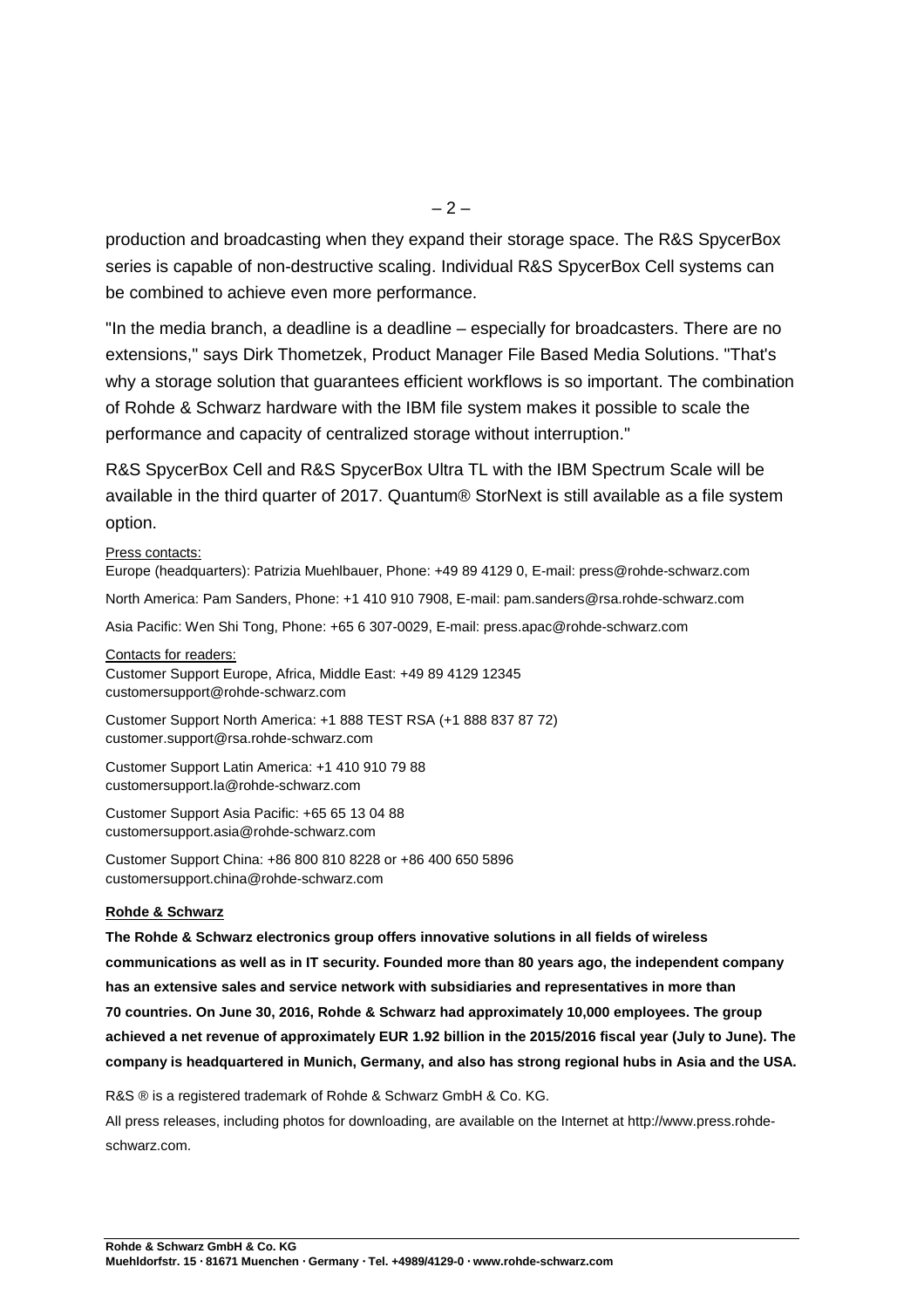production and broadcasting when they expand their storage space. The R&S SpycerBox series is capable of non-destructive scaling. Individual R&S SpycerBox Cell systems can be combined to achieve even more performance.

"In the media branch, a deadline is a deadline – especially for broadcasters. There are no extensions," says Dirk Thometzek, Product Manager File Based Media Solutions. "That's why a storage solution that guarantees efficient workflows is so important. The combination of Rohde & Schwarz hardware with the IBM file system makes it possible to scale the performance and capacity of centralized storage without interruption."

R&S SpycerBox Cell and R&S SpycerBox Ultra TL with the IBM Spectrum Scale will be available in the third quarter of 2017. Quantum® StorNext is still available as a file system option.

Press contacts:

Europe (headquarters): Patrizia Muehlbauer, Phone: +49 89 4129 0, E-mail: press@rohde-schwarz.com

North America: Pam Sanders, Phone: +1 410 910 7908, E-mail: pam.sanders@rsa.rohde-schwarz.com

Asia Pacific: Wen Shi Tong, Phone: +65 6 307-0029, E-mail: press.apac@rohde-schwarz.com

Contacts for readers:

Customer Support Europe, Africa, Middle East: +49 89 4129 12345
customersupport@rohde-schwarz.com

Customer Support North America: +1 888 TEST RSA (+1 888 837 87 72)
customer.support@rsa.rohde-schwarz.com

Customer Support Latin America: +1 410 910 79 88
customersupport.la@rohde-schwarz.com

Customer Support Asia Pacific: +65 65 13 04 88
customersupport.asia@rohde-schwarz.com

Customer Support China: +86 800 810 8228 or +86 400 650 5896
customersupport.china@rohde-schwarz.com

**Rohde & Schwarz**

**The Rohde & Schwarz electronics group offers innovative solutions in all fields of wireless communications as well as in IT security. Founded more than 80 years ago, the independent company has an extensive sales and service network with subsidiaries and representatives in more than 70 countries. On June 30, 2016, Rohde & Schwarz had approximately 10,000 employees. The group achieved a net revenue of approximately EUR 1.92 billion in the 2015/2016 fiscal year (July to June). The company is headquartered in Munich, Germany, and also has strong regional hubs in Asia and the USA.**

R&S ® is a registered trademark of Rohde & Schwarz GmbH & Co. KG.

All press releases, including photos for downloading, are available on the Internet at http://www.press.rohde-schwarz.com.

**Rohde & Schwarz GmbH & Co. KG**
**Muehldorfstr. 15 · 81671 Muenchen · Germany · Tel. +4989/4129-0 · www.rohde-schwarz.com**